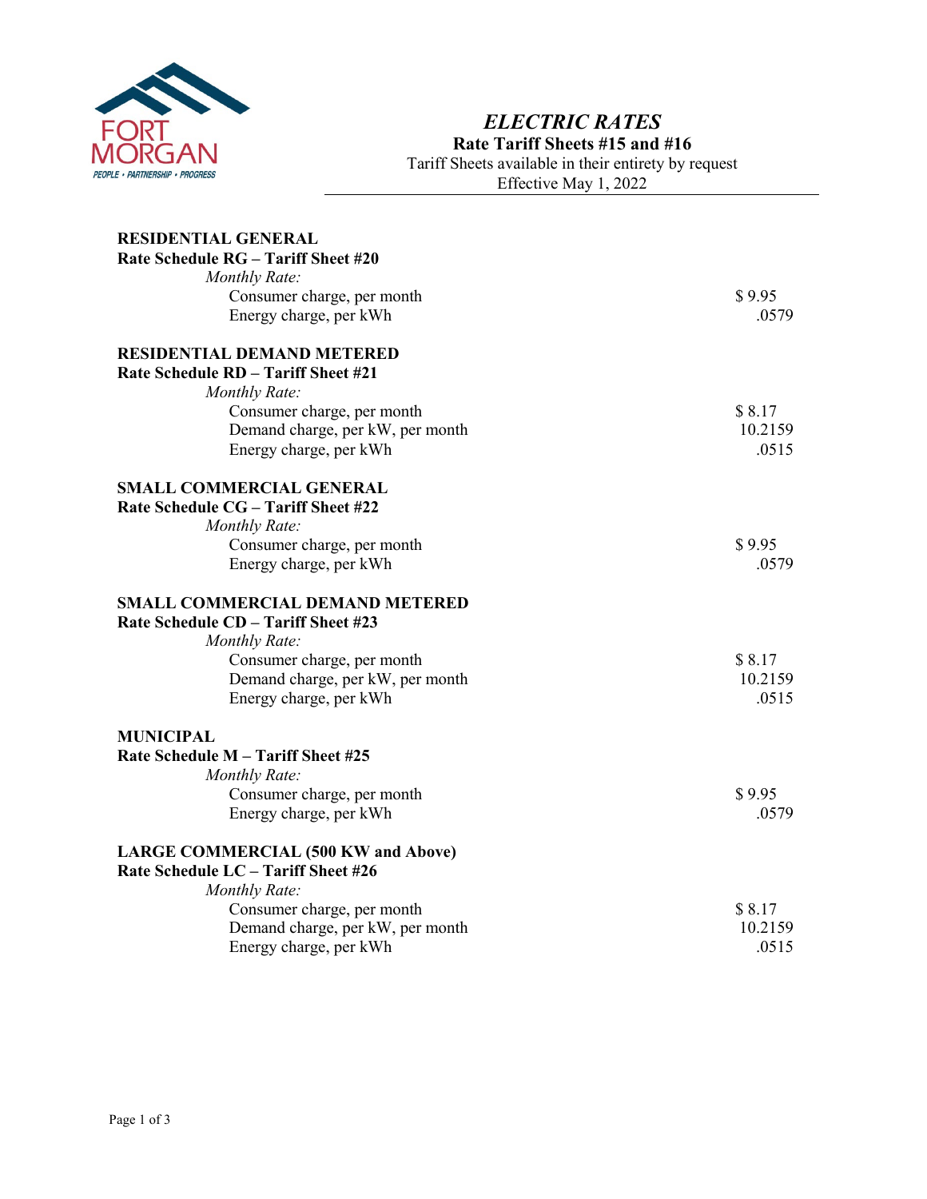# *ELECTRIC RATES*

**Rate Tariff Sheets #15 and #16**

Tariff Sheets available in their entirety by request

Effective May 1, 2022

---

**RESIDENTIAL GENERAL**
**Rate Schedule RG – Tariff Sheet #20**

*Monthly Rate:*

| | |
|---|---|
| Consumer charge, per month | $ 9.95 |
| Energy charge, per kWh | .0579 |

**RESIDENTIAL DEMAND METERED**
**Rate Schedule RD – Tariff Sheet #21**

*Monthly Rate:*

| | |
|---|---|
| Consumer charge, per month | $ 8.17 |
| Demand charge, per kW, per month | 10.2159 |
| Energy charge, per kWh | .0515 |

**SMALL COMMERCIAL GENERAL**
**Rate Schedule CG – Tariff Sheet #22**

*Monthly Rate:*

| | |
|---|---|
| Consumer charge, per month | $ 9.95 |
| Energy charge, per kWh | .0579 |

**SMALL COMMERCIAL DEMAND METERED**
**Rate Schedule CD – Tariff Sheet #23**

*Monthly Rate:*

| | |
|---|---|
| Consumer charge, per month | $ 8.17 |
| Demand charge, per kW, per month | 10.2159 |
| Energy charge, per kWh | .0515 |

**MUNICIPAL**
**Rate Schedule M – Tariff Sheet #25**

*Monthly Rate:*

| | |
|---|---|
| Consumer charge, per month | $ 9.95 |
| Energy charge, per kWh | .0579 |

**LARGE COMMERCIAL (500 KW and Above)**
**Rate Schedule LC – Tariff Sheet #26**

*Monthly Rate:*

| | |
|---|---|
| Consumer charge, per month | $ 8.17 |
| Demand charge, per kW, per month | 10.2159 |
| Energy charge, per kWh | .0515 |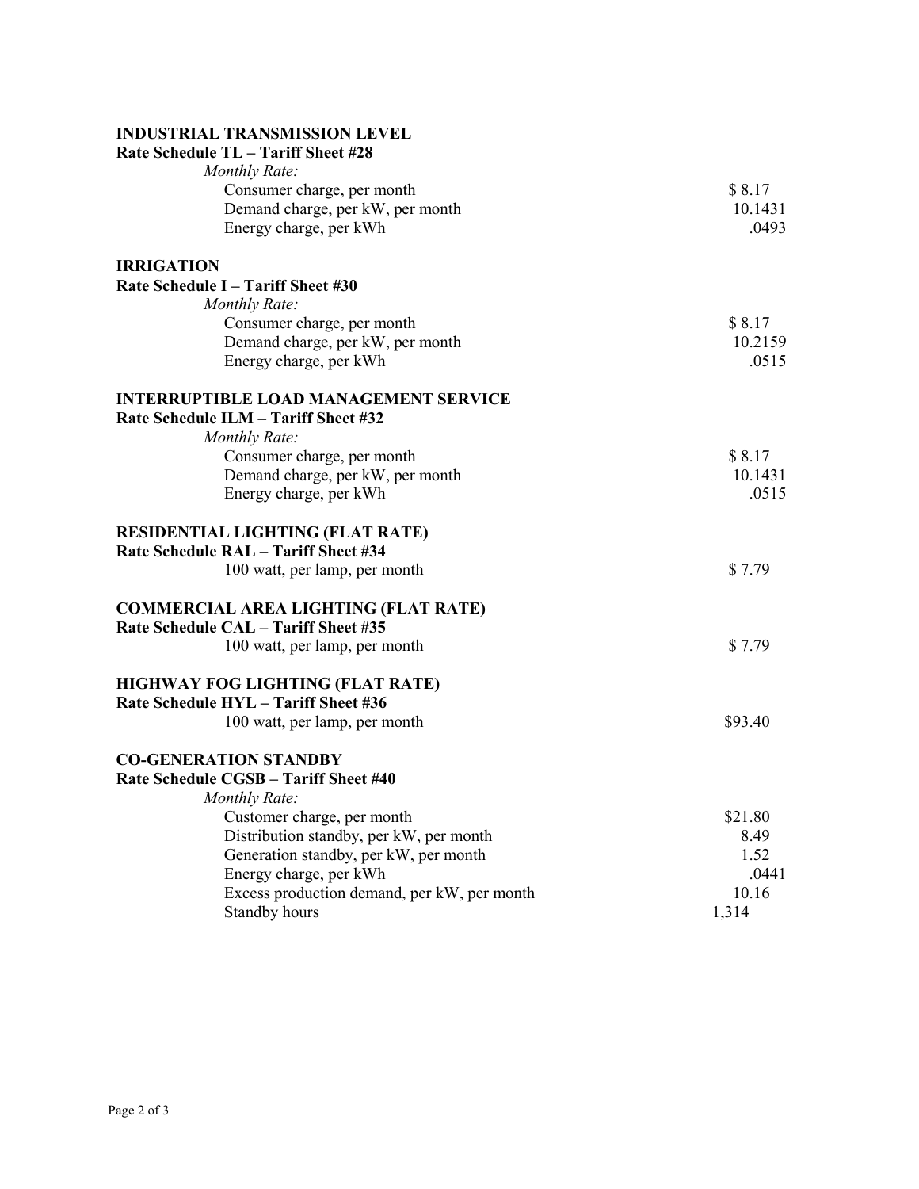**INDUSTRIAL TRANSMISSION LEVEL**
**Rate Schedule TL – Tariff Sheet #28**

*Monthly Rate:*

| | |
|---|---|
| Consumer charge, per month | $ 8.17 |
| Demand charge, per kW, per month | 10.1431 |
| Energy charge, per kWh | .0493 |

**IRRIGATION**
**Rate Schedule I – Tariff Sheet #30**

*Monthly Rate:*

| | |
|---|---|
| Consumer charge, per month | $ 8.17 |
| Demand charge, per kW, per month | 10.2159 |
| Energy charge, per kWh | .0515 |

**INTERRUPTIBLE LOAD MANAGEMENT SERVICE**
**Rate Schedule ILM – Tariff Sheet #32**

*Monthly Rate:*

| | |
|---|---|
| Consumer charge, per month | $ 8.17 |
| Demand charge, per kW, per month | 10.1431 |
| Energy charge, per kWh | .0515 |

**RESIDENTIAL LIGHTING (FLAT RATE)**
**Rate Schedule RAL – Tariff Sheet #34**

| | |
|---|---|
| 100 watt, per lamp, per month | $ 7.79 |

**COMMERCIAL AREA LIGHTING (FLAT RATE)**
**Rate Schedule CAL – Tariff Sheet #35**

| | |
|---|---|
| 100 watt, per lamp, per month | $ 7.79 |

**HIGHWAY FOG LIGHTING (FLAT RATE)**
**Rate Schedule HYL – Tariff Sheet #36**

| | |
|---|---|
| 100 watt, per lamp, per month | $93.40 |

**CO-GENERATION STANDBY**
**Rate Schedule CGSB – Tariff Sheet #40**

*Monthly Rate:*

| | |
|---|---|
| Customer charge, per month | $21.80 |
| Distribution standby, per kW, per month | 8.49 |
| Generation standby, per kW, per month | 1.52 |
| Energy charge, per kWh | .0441 |
| Excess production demand, per kW, per month | 10.16 |
| Standby hours | 1,314 |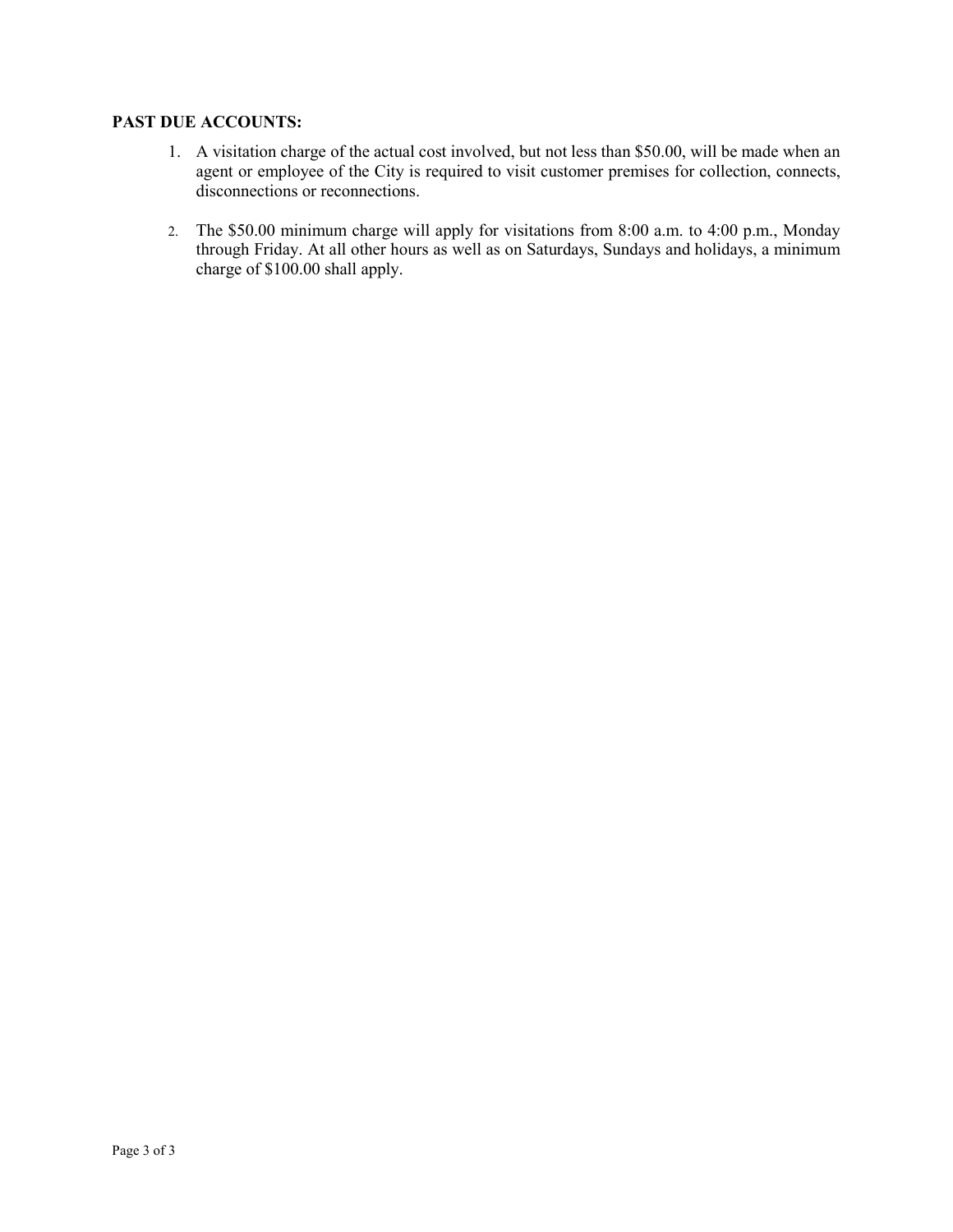**PAST DUE ACCOUNTS:**

1. A visitation charge of the actual cost involved, but not less than $50.00, will be made when an agent or employee of the City is required to visit customer premises for collection, connects, disconnections or reconnections.

2. The $50.00 minimum charge will apply for visitations from 8:00 a.m. to 4:00 p.m., Monday through Friday. At all other hours as well as on Saturdays, Sundays and holidays, a minimum charge of $100.00 shall apply.